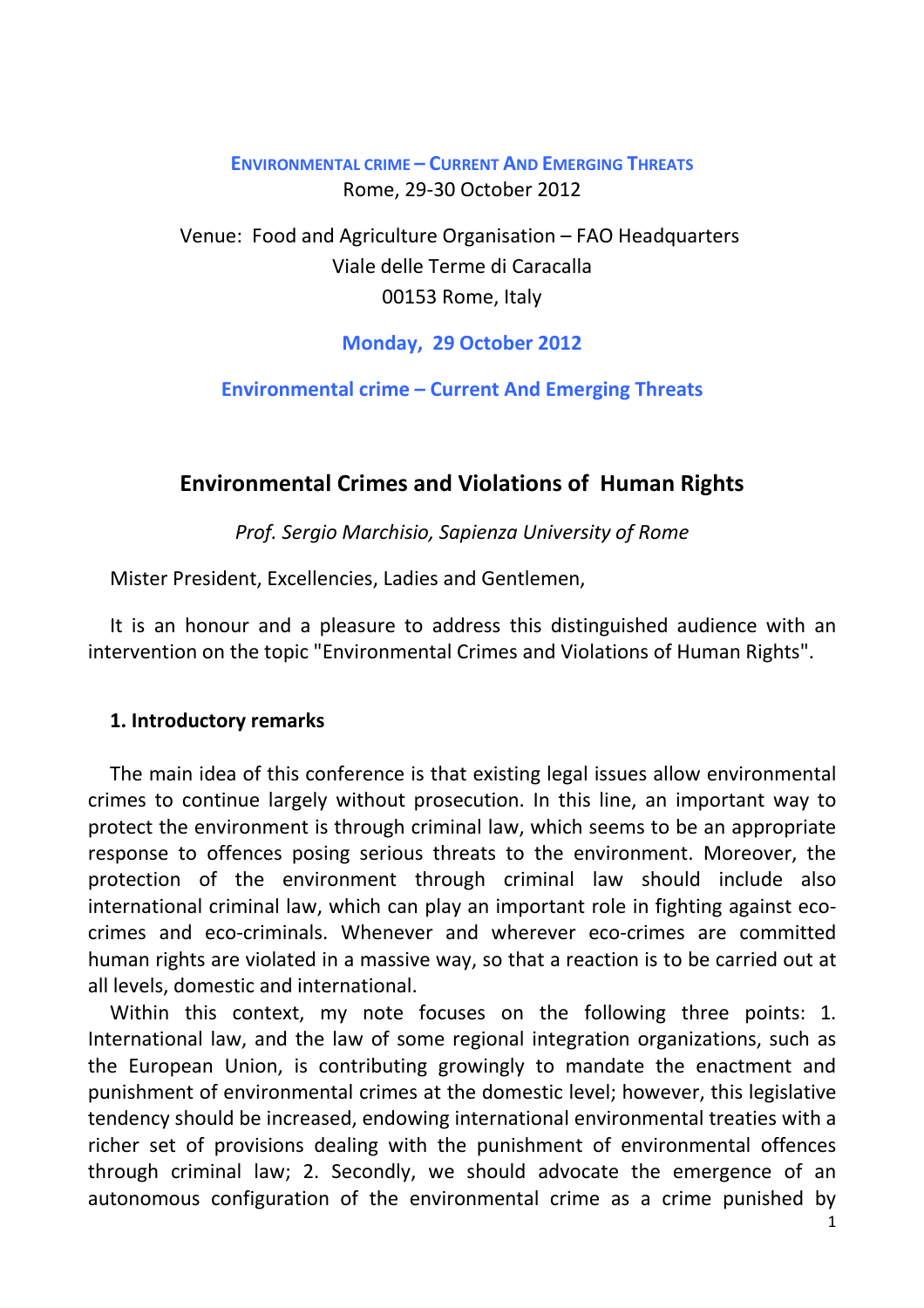**ENVIRONMENTAL CRIME – CURRENT AND EMERGING THREATS**

Rome, 29-30 October 2012

Venue: Food and Agriculture Organisation – FAO Headquarters
Viale delle Terme di Caracalla
00153 Rome, Italy

**Monday, 29 October 2012**

**Environmental crime – Current And Emerging Threats**

# Environmental Crimes and Violations of Human Rights

*Prof. Sergio Marchisio, Sapienza University of Rome*

Mister President, Excellencies, Ladies and Gentlemen,

It is an honour and a pleasure to address this distinguished audience with an intervention on the topic "Environmental Crimes and Violations of Human Rights".

## 1. Introductory remarks

The main idea of this conference is that existing legal issues allow environmental crimes to continue largely without prosecution. In this line, an important way to protect the environment is through criminal law, which seems to be an appropriate response to offences posing serious threats to the environment. Moreover, the protection of the environment through criminal law should include also international criminal law, which can play an important role in fighting against eco-crimes and eco-criminals. Whenever and wherever eco-crimes are committed human rights are violated in a massive way, so that a reaction is to be carried out at all levels, domestic and international.

Within this context, my note focuses on the following three points: 1. International law, and the law of some regional integration organizations, such as the European Union, is contributing growingly to mandate the enactment and punishment of environmental crimes at the domestic level; however, this legislative tendency should be increased, endowing international environmental treaties with a richer set of provisions dealing with the punishment of environmental offences through criminal law; 2. Secondly, we should advocate the emergence of an autonomous configuration of the environmental crime as a crime punished by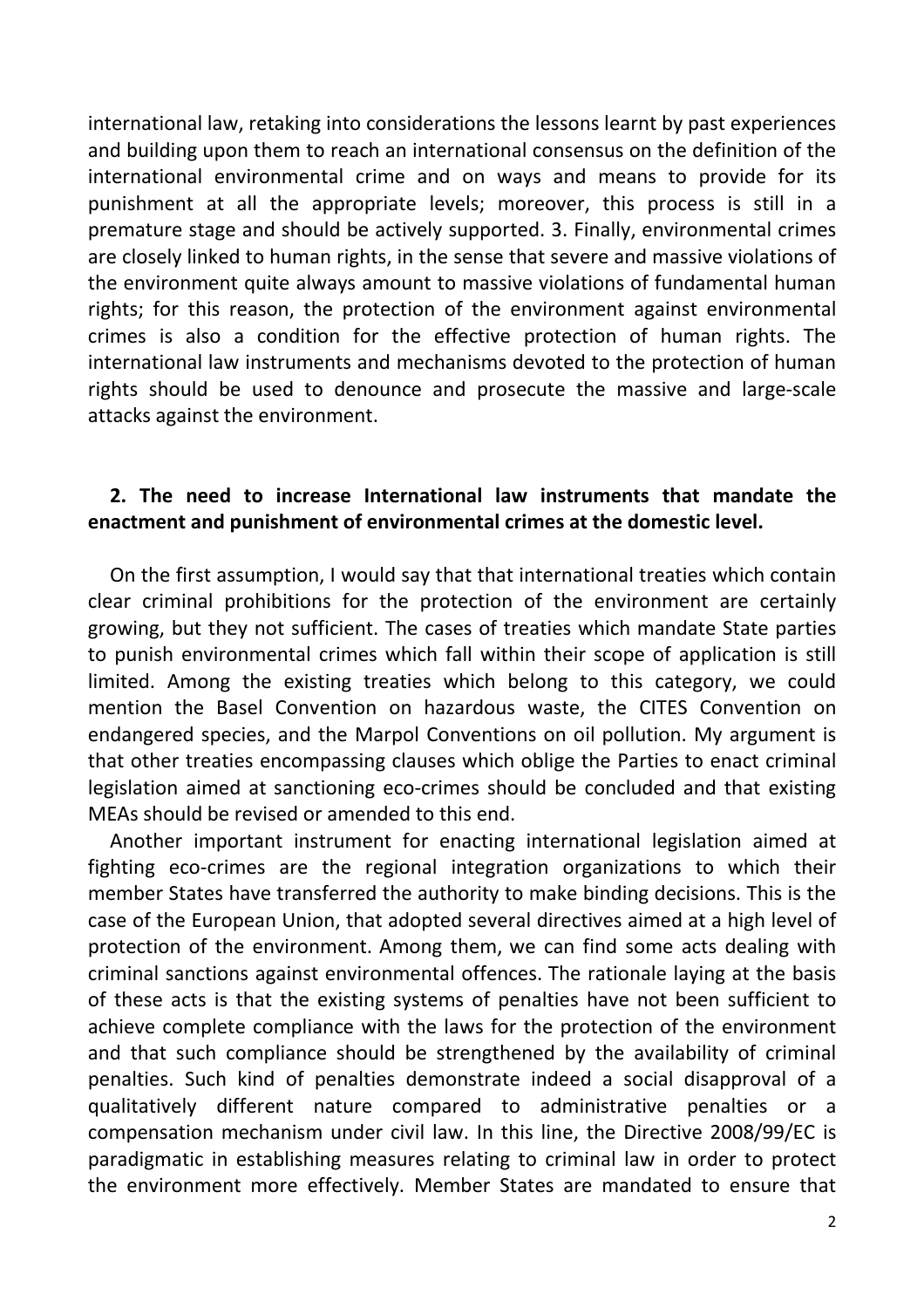international law, retaking into considerations the lessons learnt by past experiences and building upon them to reach an international consensus on the definition of the international environmental crime and on ways and means to provide for its punishment at all the appropriate levels; moreover, this process is still in a premature stage and should be actively supported. 3. Finally, environmental crimes are closely linked to human rights, in the sense that severe and massive violations of the environment quite always amount to massive violations of fundamental human rights; for this reason, the protection of the environment against environmental crimes is also a condition for the effective protection of human rights. The international law instruments and mechanisms devoted to the protection of human rights should be used to denounce and prosecute the massive and large-scale attacks against the environment.

## 2. The need to increase International law instruments that mandate the enactment and punishment of environmental crimes at the domestic level.

On the first assumption, I would say that that international treaties which contain clear criminal prohibitions for the protection of the environment are certainly growing, but they not sufficient. The cases of treaties which mandate State parties to punish environmental crimes which fall within their scope of application is still limited. Among the existing treaties which belong to this category, we could mention the Basel Convention on hazardous waste, the CITES Convention on endangered species, and the Marpol Conventions on oil pollution. My argument is that other treaties encompassing clauses which oblige the Parties to enact criminal legislation aimed at sanctioning eco-crimes should be concluded and that existing MEAs should be revised or amended to this end.

Another important instrument for enacting international legislation aimed at fighting eco-crimes are the regional integration organizations to which their member States have transferred the authority to make binding decisions. This is the case of the European Union, that adopted several directives aimed at a high level of protection of the environment. Among them, we can find some acts dealing with criminal sanctions against environmental offences. The rationale laying at the basis of these acts is that the existing systems of penalties have not been sufficient to achieve complete compliance with the laws for the protection of the environment and that such compliance should be strengthened by the availability of criminal penalties. Such kind of penalties demonstrate indeed a social disapproval of a qualitatively different nature compared to administrative penalties or a compensation mechanism under civil law. In this line, the Directive 2008/99/EC is paradigmatic in establishing measures relating to criminal law in order to protect the environment more effectively. Member States are mandated to ensure that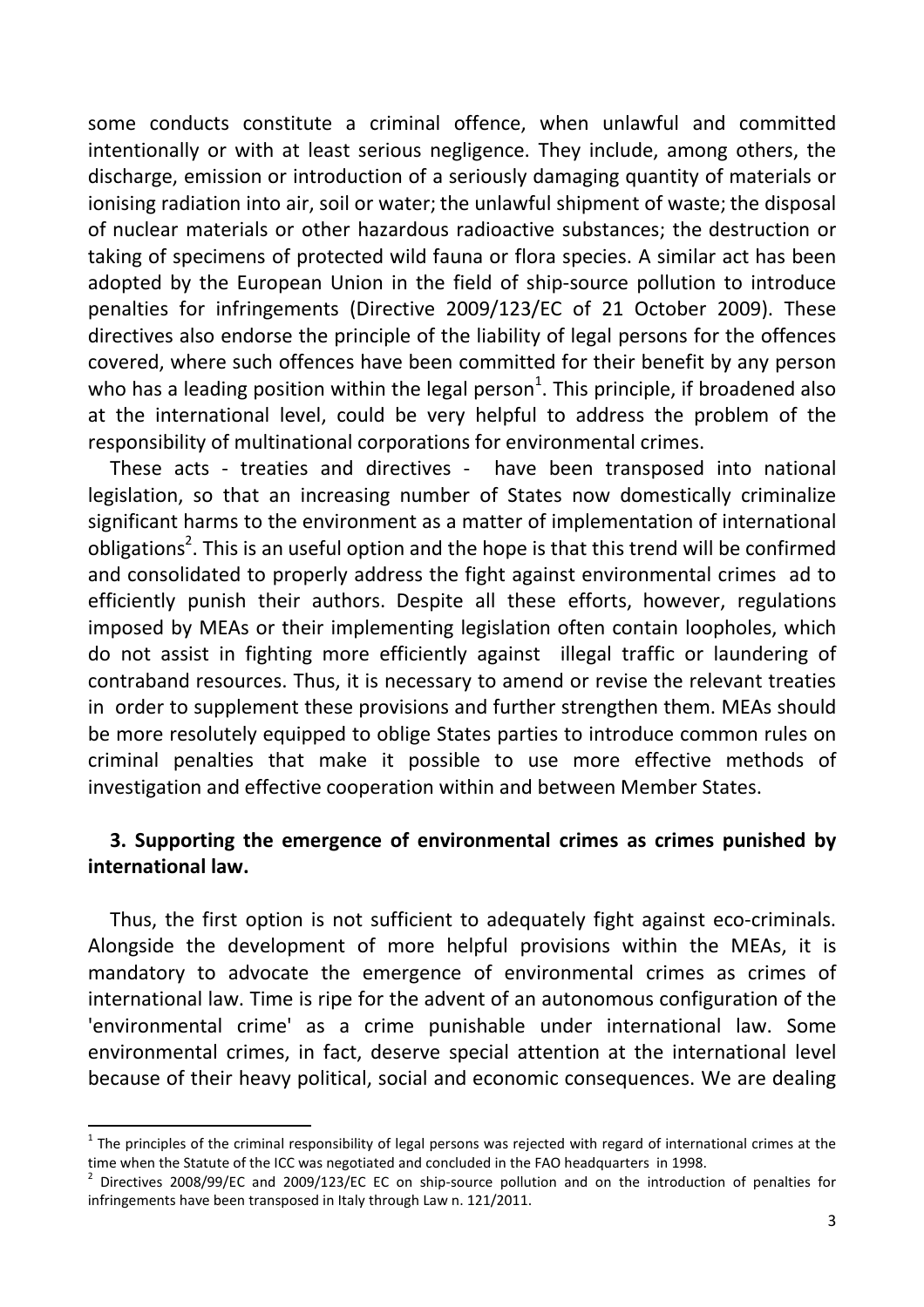some conducts constitute a criminal offence, when unlawful and committed intentionally or with at least serious negligence. They include, among others, the discharge, emission or introduction of a seriously damaging quantity of materials or ionising radiation into air, soil or water; the unlawful shipment of waste; the disposal of nuclear materials or other hazardous radioactive substances; the destruction or taking of specimens of protected wild fauna or flora species. A similar act has been adopted by the European Union in the field of ship-source pollution to introduce penalties for infringements (Directive 2009/123/EC of 21 October 2009). These directives also endorse the principle of the liability of legal persons for the offences covered, where such offences have been committed for their benefit by any person who has a leading position within the legal person[1]. This principle, if broadened also at the international level, could be very helpful to address the problem of the responsibility of multinational corporations for environmental crimes.

These acts - treaties and directives - have been transposed into national legislation, so that an increasing number of States now domestically criminalize significant harms to the environment as a matter of implementation of international obligations[2]. This is an useful option and the hope is that this trend will be confirmed and consolidated to properly address the fight against environmental crimes ad to efficiently punish their authors. Despite all these efforts, however, regulations imposed by MEAs or their implementing legislation often contain loopholes, which do not assist in fighting more efficiently against illegal traffic or laundering of contraband resources. Thus, it is necessary to amend or revise the relevant treaties in order to supplement these provisions and further strengthen them. MEAs should be more resolutely equipped to oblige States parties to introduce common rules on criminal penalties that make it possible to use more effective methods of investigation and effective cooperation within and between Member States.

## 3. Supporting the emergence of environmental crimes as crimes punished by international law.

Thus, the first option is not sufficient to adequately fight against eco-criminals. Alongside the development of more helpful provisions within the MEAs, it is mandatory to advocate the emergence of environmental crimes as crimes of international law. Time is ripe for the advent of an autonomous configuration of the 'environmental crime' as a crime punishable under international law. Some environmental crimes, in fact, deserve special attention at the international level because of their heavy political, social and economic consequences. We are dealing

---

[1] The principles of the criminal responsibility of legal persons was rejected with regard of international crimes at the time when the Statute of the ICC was negotiated and concluded in the FAO headquarters in 1998.

[2] Directives 2008/99/EC and 2009/123/EC EC on ship-source pollution and on the introduction of penalties for infringements have been transposed in Italy through Law n. 121/2011.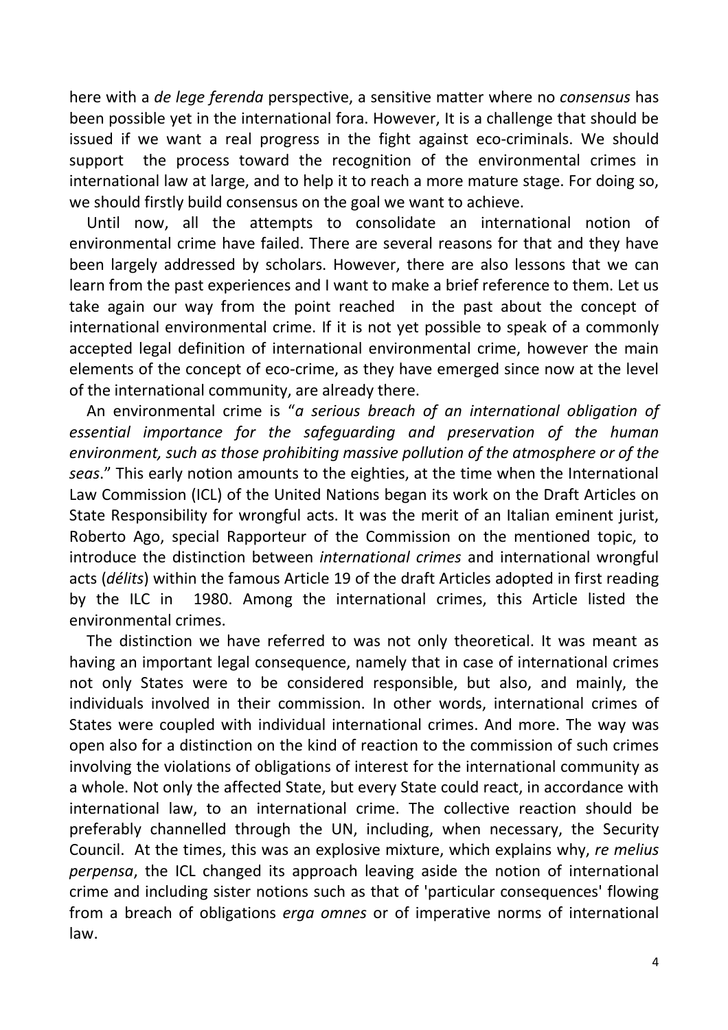here with a *de lege ferenda* perspective, a sensitive matter where no *consensus* has been possible yet in the international fora. However, It is a challenge that should be issued if we want a real progress in the fight against eco-criminals. We should support the process toward the recognition of the environmental crimes in international law at large, and to help it to reach a more mature stage. For doing so, we should firstly build consensus on the goal we want to achieve.

Until now, all the attempts to consolidate an international notion of environmental crime have failed. There are several reasons for that and they have been largely addressed by scholars. However, there are also lessons that we can learn from the past experiences and I want to make a brief reference to them. Let us take again our way from the point reached in the past about the concept of international environmental crime. If it is not yet possible to speak of a commonly accepted legal definition of international environmental crime, however the main elements of the concept of eco-crime, as they have emerged since now at the level of the international community, are already there.

An environmental crime is "*a serious breach of an international obligation of essential importance for the safeguarding and preservation of the human environment, such as those prohibiting massive pollution of the atmosphere or of the seas*." This early notion amounts to the eighties, at the time when the International Law Commission (ICL) of the United Nations began its work on the Draft Articles on State Responsibility for wrongful acts. It was the merit of an Italian eminent jurist, Roberto Ago, special Rapporteur of the Commission on the mentioned topic, to introduce the distinction between *international crimes* and international wrongful acts (*délits*) within the famous Article 19 of the draft Articles adopted in first reading by the ILC in 1980. Among the international crimes, this Article listed the environmental crimes.

The distinction we have referred to was not only theoretical. It was meant as having an important legal consequence, namely that in case of international crimes not only States were to be considered responsible, but also, and mainly, the individuals involved in their commission. In other words, international crimes of States were coupled with individual international crimes. And more. The way was open also for a distinction on the kind of reaction to the commission of such crimes involving the violations of obligations of interest for the international community as a whole. Not only the affected State, but every State could react, in accordance with international law, to an international crime. The collective reaction should be preferably channelled through the UN, including, when necessary, the Security Council. At the times, this was an explosive mixture, which explains why, *re melius perpensa*, the ICL changed its approach leaving aside the notion of international crime and including sister notions such as that of 'particular consequences' flowing from a breach of obligations *erga omnes* or of imperative norms of international law.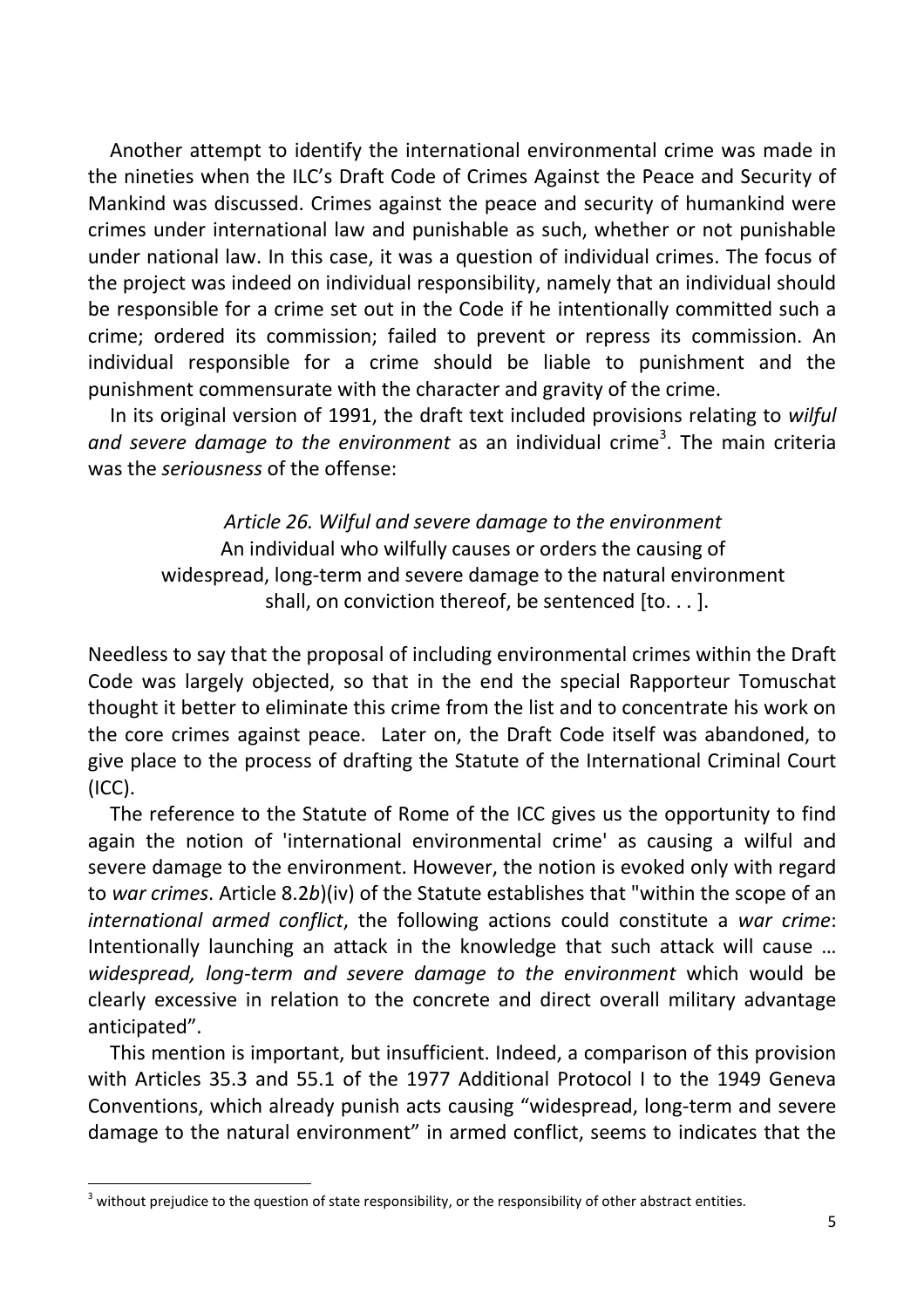Another attempt to identify the international environmental crime was made in the nineties when the ILC's Draft Code of Crimes Against the Peace and Security of Mankind was discussed. Crimes against the peace and security of humankind were crimes under international law and punishable as such, whether or not punishable under national law. In this case, it was a question of individual crimes. The focus of the project was indeed on individual responsibility, namely that an individual should be responsible for a crime set out in the Code if he intentionally committed such a crime; ordered its commission; failed to prevent or repress its commission. An individual responsible for a crime should be liable to punishment and the punishment commensurate with the character and gravity of the crime.

In its original version of 1991, the draft text included provisions relating to *wilful and severe damage to the environment* as an individual crime[3]. The main criteria was the *seriousness* of the offense:

> *Article 26. Wilful and severe damage to the environment*
> An individual who wilfully causes or orders the causing of widespread, long-term and severe damage to the natural environment shall, on conviction thereof, be sentenced [to. . . ].

Needless to say that the proposal of including environmental crimes within the Draft Code was largely objected, so that in the end the special Rapporteur Tomuschat thought it better to eliminate this crime from the list and to concentrate his work on the core crimes against peace. Later on, the Draft Code itself was abandoned, to give place to the process of drafting the Statute of the International Criminal Court (ICC).

The reference to the Statute of Rome of the ICC gives us the opportunity to find again the notion of 'international environmental crime' as causing a wilful and severe damage to the environment. However, the notion is evoked only with regard to *war crimes*. Article 8.2*b*)(iv) of the Statute establishes that "within the scope of an *international armed conflict*, the following actions could constitute a *war crime*: Intentionally launching an attack in the knowledge that such attack will cause … *widespread, long-term and severe damage to the environment* which would be clearly excessive in relation to the concrete and direct overall military advantage anticipated".

This mention is important, but insufficient. Indeed, a comparison of this provision with Articles 35.3 and 55.1 of the 1977 Additional Protocol I to the 1949 Geneva Conventions, which already punish acts causing "widespread, long-term and severe damage to the natural environment" in armed conflict, seems to indicates that the

---

[3] without prejudice to the question of state responsibility, or the responsibility of other abstract entities.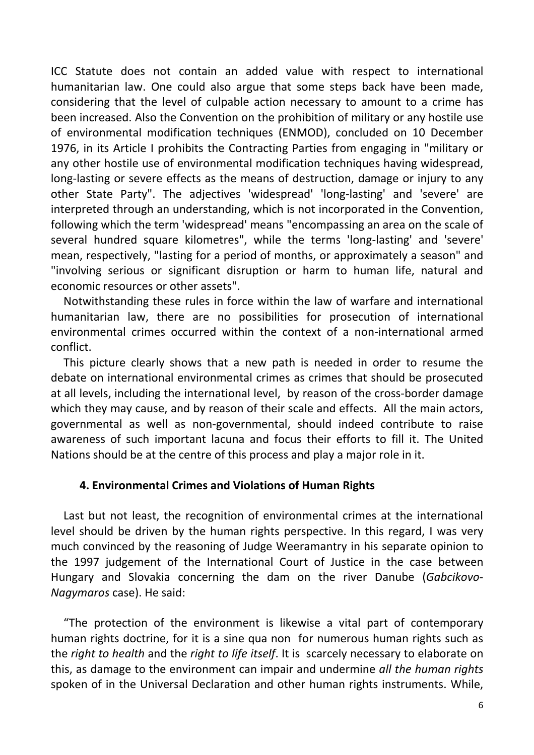ICC Statute does not contain an added value with respect to international humanitarian law. One could also argue that some steps back have been made, considering that the level of culpable action necessary to amount to a crime has been increased. Also the Convention on the prohibition of military or any hostile use of environmental modification techniques (ENMOD), concluded on 10 December 1976, in its Article I prohibits the Contracting Parties from engaging in "military or any other hostile use of environmental modification techniques having widespread, long-lasting or severe effects as the means of destruction, damage or injury to any other State Party". The adjectives 'widespread' 'long-lasting' and 'severe' are interpreted through an understanding, which is not incorporated in the Convention, following which the term 'widespread' means "encompassing an area on the scale of several hundred square kilometres", while the terms 'long-lasting' and 'severe' mean, respectively, "lasting for a period of months, or approximately a season" and "involving serious or significant disruption or harm to human life, natural and economic resources or other assets".

Notwithstanding these rules in force within the law of warfare and international humanitarian law, there are no possibilities for prosecution of international environmental crimes occurred within the context of a non-international armed conflict.

This picture clearly shows that a new path is needed in order to resume the debate on international environmental crimes as crimes that should be prosecuted at all levels, including the international level, by reason of the cross-border damage which they may cause, and by reason of their scale and effects. All the main actors, governmental as well as non-governmental, should indeed contribute to raise awareness of such important lacuna and focus their efforts to fill it. The United Nations should be at the centre of this process and play a major role in it.

## 4. Environmental Crimes and Violations of Human Rights

Last but not least, the recognition of environmental crimes at the international level should be driven by the human rights perspective. In this regard, I was very much convinced by the reasoning of Judge Weeramantry in his separate opinion to the 1997 judgement of the International Court of Justice in the case between Hungary and Slovakia concerning the dam on the river Danube (*Gabcikovo-Nagymaros* case). He said:

"The protection of the environment is likewise a vital part of contemporary human rights doctrine, for it is a sine qua non for numerous human rights such as the *right to health* and the *right to life itself*. It is scarcely necessary to elaborate on this, as damage to the environment can impair and undermine *all the human rights* spoken of in the Universal Declaration and other human rights instruments. While,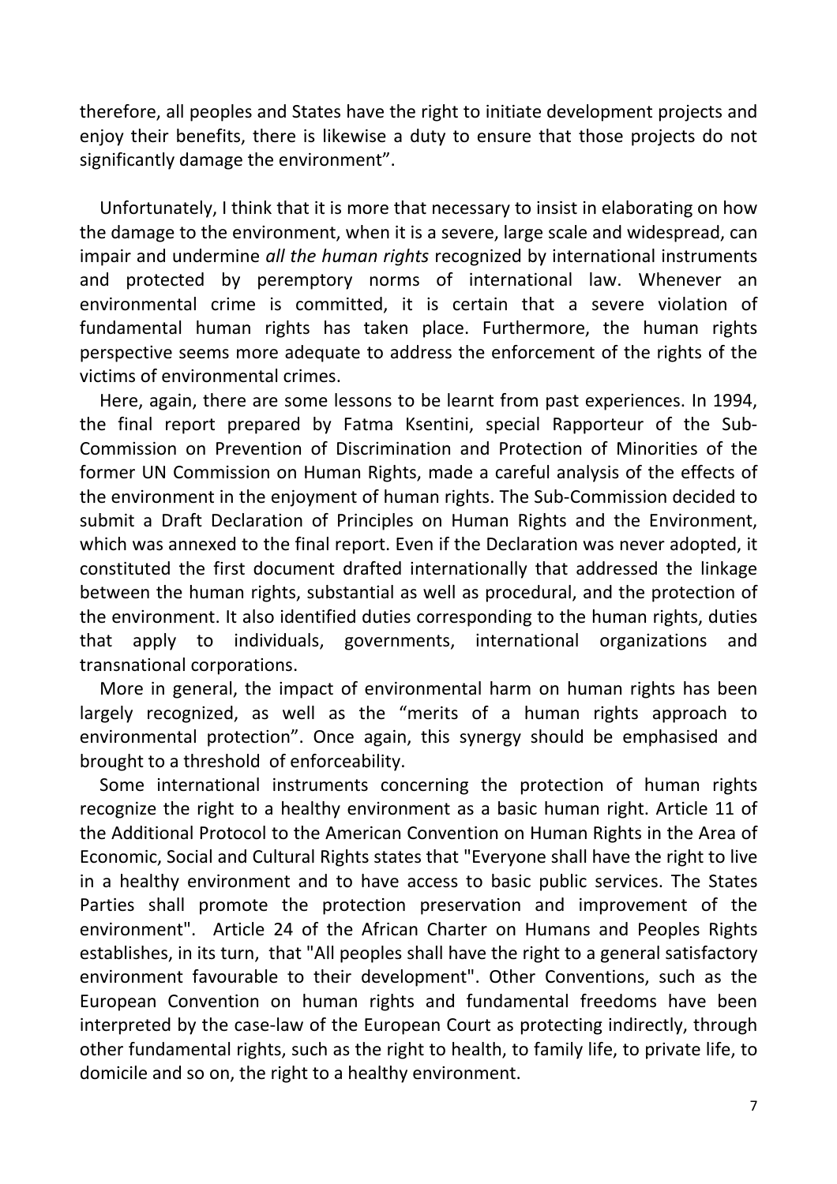therefore, all peoples and States have the right to initiate development projects and enjoy their benefits, there is likewise a duty to ensure that those projects do not significantly damage the environment".

Unfortunately, I think that it is more that necessary to insist in elaborating on how the damage to the environment, when it is a severe, large scale and widespread, can impair and undermine *all the human rights* recognized by international instruments and protected by peremptory norms of international law. Whenever an environmental crime is committed, it is certain that a severe violation of fundamental human rights has taken place. Furthermore, the human rights perspective seems more adequate to address the enforcement of the rights of the victims of environmental crimes.

Here, again, there are some lessons to be learnt from past experiences. In 1994, the final report prepared by Fatma Ksentini, special Rapporteur of the Sub-Commission on Prevention of Discrimination and Protection of Minorities of the former UN Commission on Human Rights, made a careful analysis of the effects of the environment in the enjoyment of human rights. The Sub-Commission decided to submit a Draft Declaration of Principles on Human Rights and the Environment, which was annexed to the final report. Even if the Declaration was never adopted, it constituted the first document drafted internationally that addressed the linkage between the human rights, substantial as well as procedural, and the protection of the environment. It also identified duties corresponding to the human rights, duties that apply to individuals, governments, international organizations and transnational corporations.

More in general, the impact of environmental harm on human rights has been largely recognized, as well as the "merits of a human rights approach to environmental protection". Once again, this synergy should be emphasised and brought to a threshold of enforceability.

Some international instruments concerning the protection of human rights recognize the right to a healthy environment as a basic human right. Article 11 of the Additional Protocol to the American Convention on Human Rights in the Area of Economic, Social and Cultural Rights states that "Everyone shall have the right to live in a healthy environment and to have access to basic public services. The States Parties shall promote the protection preservation and improvement of the environment". Article 24 of the African Charter on Humans and Peoples Rights establishes, in its turn, that "All peoples shall have the right to a general satisfactory environment favourable to their development". Other Conventions, such as the European Convention on human rights and fundamental freedoms have been interpreted by the case-law of the European Court as protecting indirectly, through other fundamental rights, such as the right to health, to family life, to private life, to domicile and so on, the right to a healthy environment.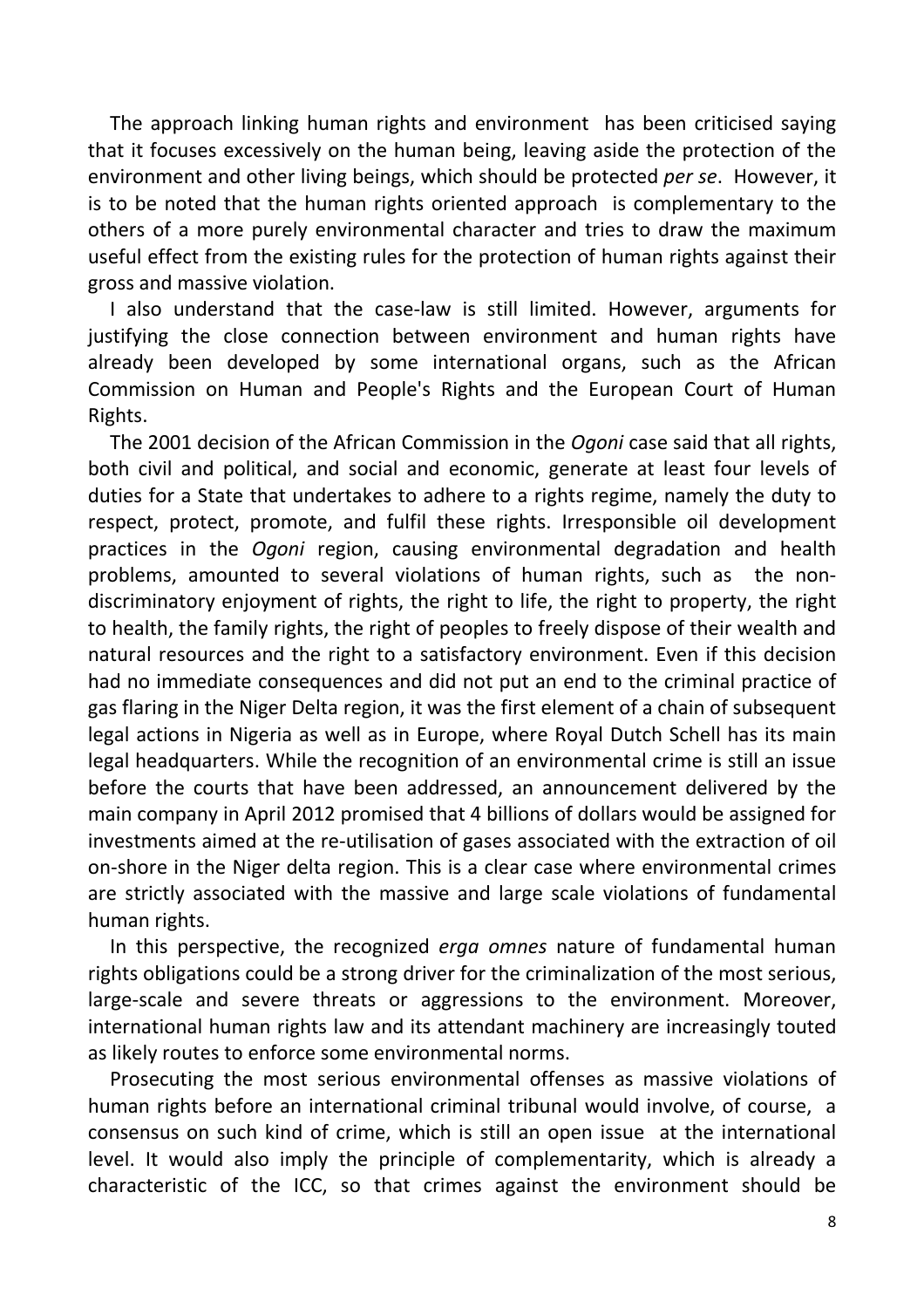The approach linking human rights and environment has been criticised saying that it focuses excessively on the human being, leaving aside the protection of the environment and other living beings, which should be protected *per se*. However, it is to be noted that the human rights oriented approach is complementary to the others of a more purely environmental character and tries to draw the maximum useful effect from the existing rules for the protection of human rights against their gross and massive violation.

I also understand that the case-law is still limited. However, arguments for justifying the close connection between environment and human rights have already been developed by some international organs, such as the African Commission on Human and People's Rights and the European Court of Human Rights.

The 2001 decision of the African Commission in the *Ogoni* case said that all rights, both civil and political, and social and economic, generate at least four levels of duties for a State that undertakes to adhere to a rights regime, namely the duty to respect, protect, promote, and fulfil these rights. Irresponsible oil development practices in the *Ogoni* region, causing environmental degradation and health problems, amounted to several violations of human rights, such as the non-discriminatory enjoyment of rights, the right to life, the right to property, the right to health, the family rights, the right of peoples to freely dispose of their wealth and natural resources and the right to a satisfactory environment. Even if this decision had no immediate consequences and did not put an end to the criminal practice of gas flaring in the Niger Delta region, it was the first element of a chain of subsequent legal actions in Nigeria as well as in Europe, where Royal Dutch Schell has its main legal headquarters. While the recognition of an environmental crime is still an issue before the courts that have been addressed, an announcement delivered by the main company in April 2012 promised that 4 billions of dollars would be assigned for investments aimed at the re-utilisation of gases associated with the extraction of oil on-shore in the Niger delta region. This is a clear case where environmental crimes are strictly associated with the massive and large scale violations of fundamental human rights.

In this perspective, the recognized *erga omnes* nature of fundamental human rights obligations could be a strong driver for the criminalization of the most serious, large-scale and severe threats or aggressions to the environment. Moreover, international human rights law and its attendant machinery are increasingly touted as likely routes to enforce some environmental norms.

Prosecuting the most serious environmental offenses as massive violations of human rights before an international criminal tribunal would involve, of course, a consensus on such kind of crime, which is still an open issue at the international level. It would also imply the principle of complementarity, which is already a characteristic of the ICC, so that crimes against the environment should be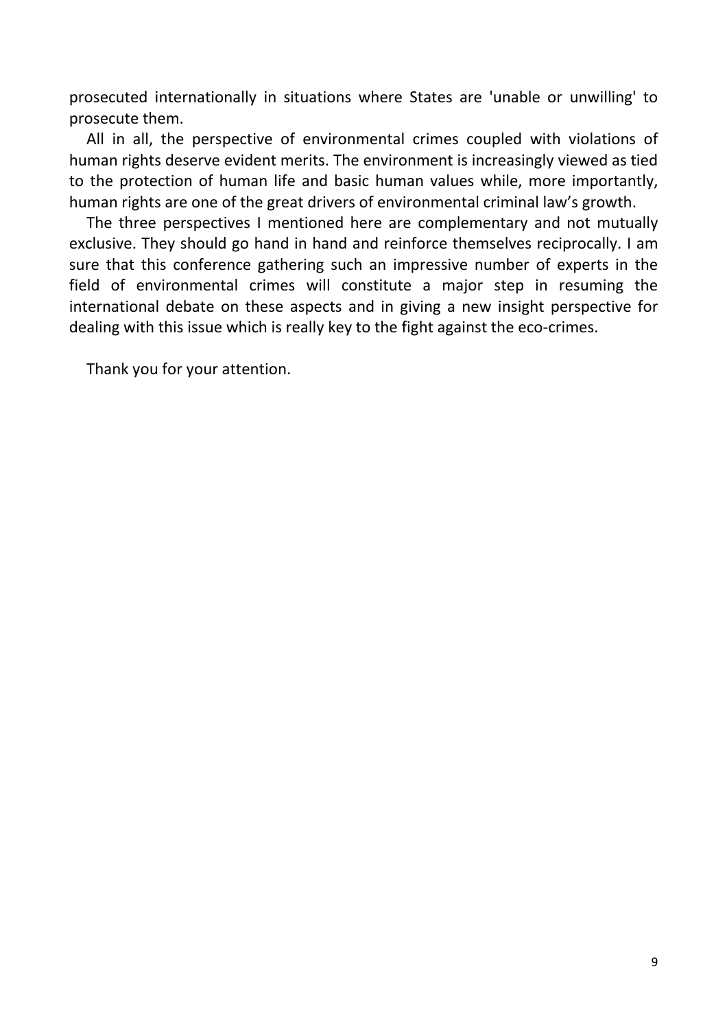prosecuted internationally in situations where States are 'unable or unwilling' to prosecute them.

All in all, the perspective of environmental crimes coupled with violations of human rights deserve evident merits. The environment is increasingly viewed as tied to the protection of human life and basic human values while, more importantly, human rights are one of the great drivers of environmental criminal law's growth.

The three perspectives I mentioned here are complementary and not mutually exclusive. They should go hand in hand and reinforce themselves reciprocally. I am sure that this conference gathering such an impressive number of experts in the field of environmental crimes will constitute a major step in resuming the international debate on these aspects and in giving a new insight perspective for dealing with this issue which is really key to the fight against the eco-crimes.

Thank you for your attention.